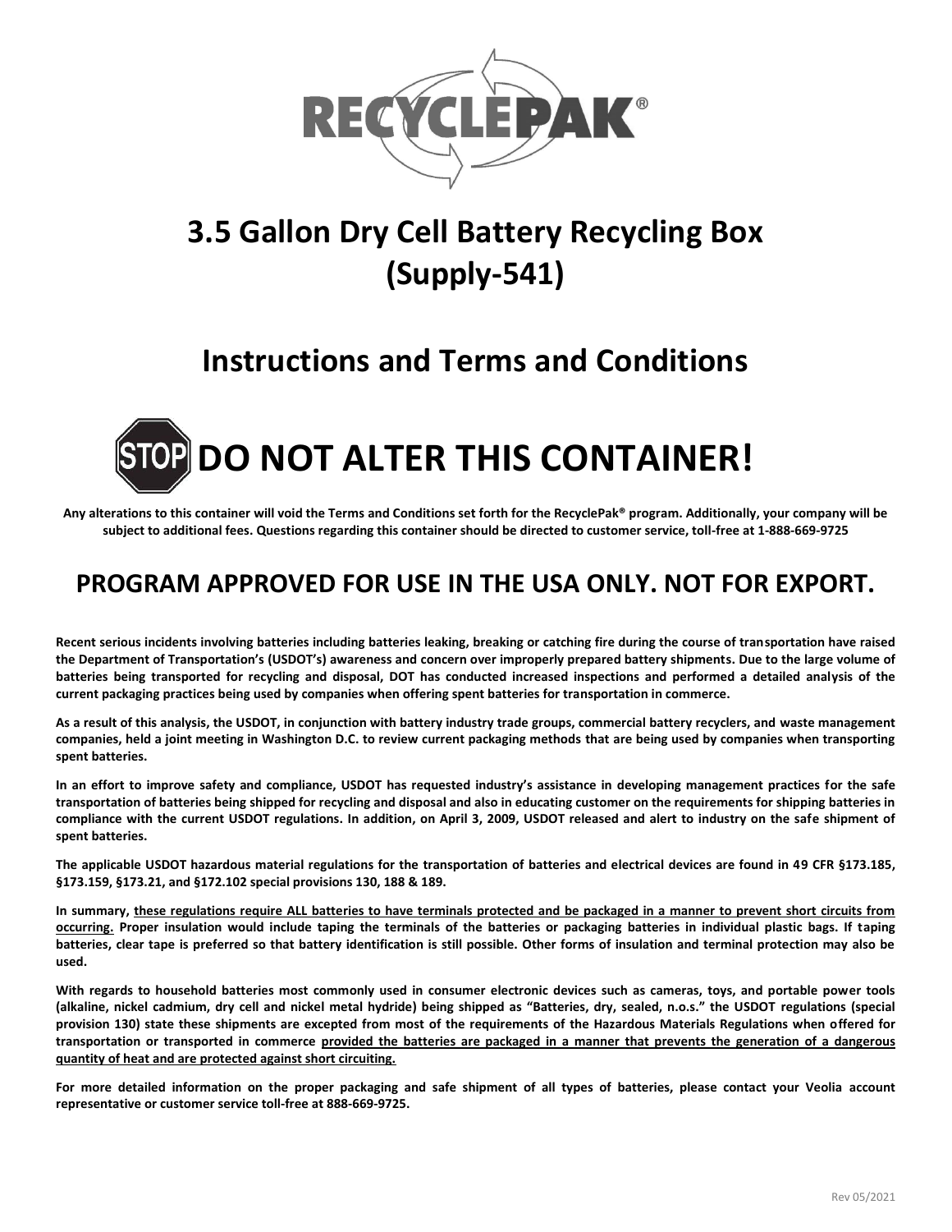# 3.5 Gallon Dry Cell Battery Recycling Box (Supply-541)

## Instructions and Terms and Conditions

# STOP DO NOT ALTER THIS CONTAINER!

**Any alterations to this container will void the Terms and Conditions set forth for the RecyclePak® program. Additionally, your company will be subject to additional fees. Questions regarding this container should be directed to customer service, toll-free at 1-888-669-9725**

## PROGRAM APPROVED FOR USE IN THE USA ONLY. NOT FOR EXPORT.

**Recent serious incidents involving batteries including batteries leaking, breaking or catching fire during the course of transportation have raised the Department of Transportation's (USDOT's) awareness and concern over improperly prepared battery shipments. Due to the large volume of batteries being transported for recycling and disposal, DOT has conducted increased inspections and performed a detailed analysis of the current packaging practices being used by companies when offering spent batteries for transportation in commerce.**

**As a result of this analysis, the USDOT, in conjunction with battery industry trade groups, commercial battery recyclers, and waste management companies, held a joint meeting in Washington D.C. to review current packaging methods that are being used by companies when transporting spent batteries.**

**In an effort to improve safety and compliance, USDOT has requested industry's assistance in developing management practices for the safe transportation of batteries being shipped for recycling and disposal and also in educating customer on the requirements for shipping batteries in compliance with the current USDOT regulations. In addition, on April 3, 2009, USDOT released and alert to industry on the safe shipment of spent batteries.**

**The applicable USDOT hazardous material regulations for the transportation of batteries and electrical devices are found in 49 CFR §173.185, §173.159, §173.21, and §172.102 special provisions 130, 188 & 189.**

**In summary, <u>these regulations require ALL batteries to have terminals protected and be packaged in a manner to prevent short circuits from occurring.</u> Proper insulation would include taping the terminals of the batteries or packaging batteries in individual plastic bags. If taping batteries, clear tape is preferred so that battery identification is still possible. Other forms of insulation and terminal protection may also be used.**

**With regards to household batteries most commonly used in consumer electronic devices such as cameras, toys, and portable power tools (alkaline, nickel cadmium, dry cell and nickel metal hydride) being shipped as "Batteries, dry, sealed, n.o.s." the USDOT regulations (special provision 130) state these shipments are excepted from most of the requirements of the Hazardous Materials Regulations when offered for transportation or transported in commerce <u>provided the batteries are packaged in a manner that prevents the generation of a dangerous quantity of heat and are protected against short circuiting.</u>**

**For more detailed information on the proper packaging and safe shipment of all types of batteries, please contact your Veolia account representative or customer service toll-free at 888-669-9725.**

Rev 05/2021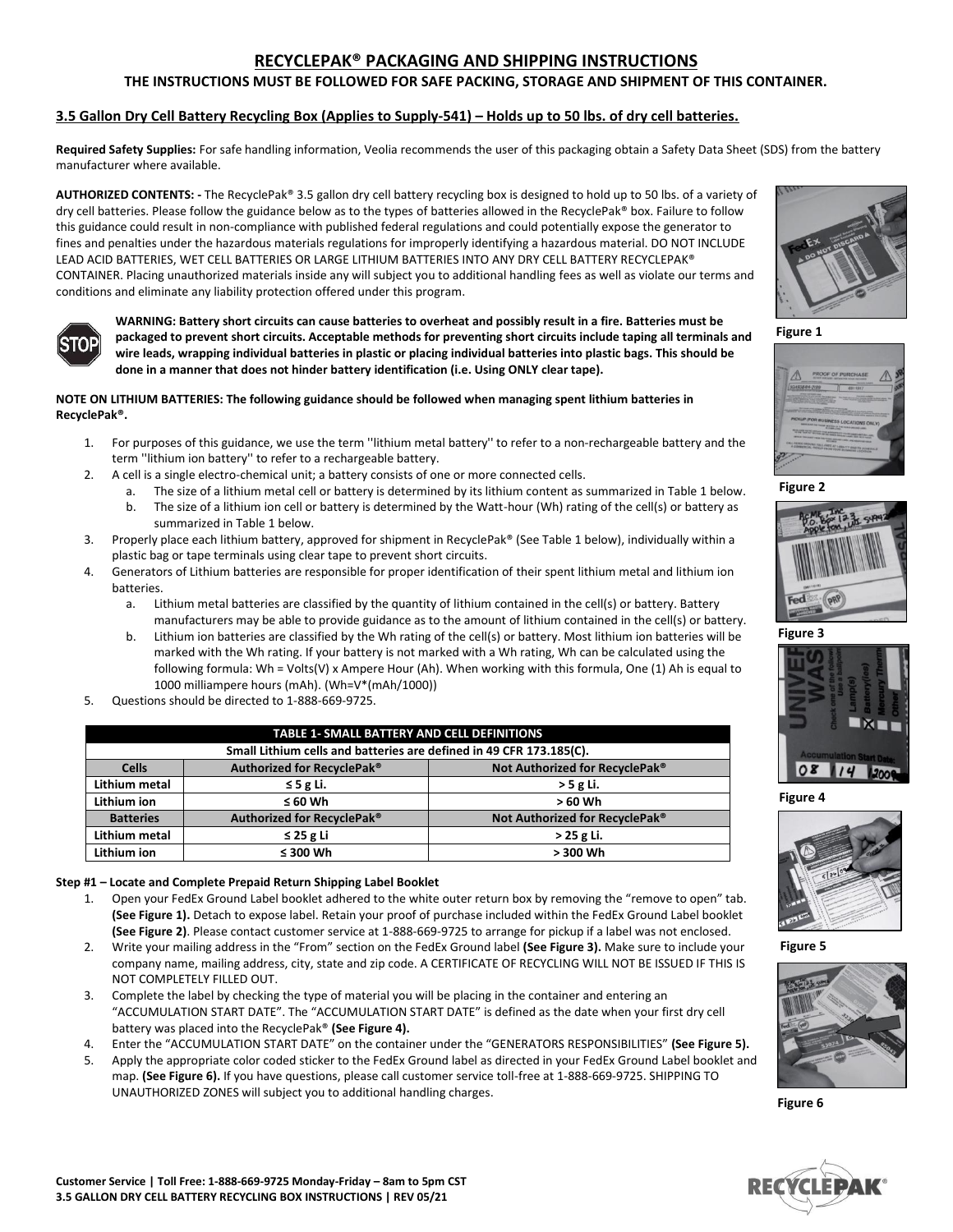# RECYCLEPAK® PACKAGING AND SHIPPING INSTRUCTIONS

**THE INSTRUCTIONS MUST BE FOLLOWED FOR SAFE PACKING, STORAGE AND SHIPMENT OF THIS CONTAINER.**

## 3.5 Gallon Dry Cell Battery Recycling Box (Applies to Supply-541) – Holds up to 50 lbs. of dry cell batteries.

**Required Safety Supplies:** For safe handling information, Veolia recommends the user of this packaging obtain a Safety Data Sheet (SDS) from the battery manufacturer where available.

**AUTHORIZED CONTENTS: -** The RecyclePak® 3.5 gallon dry cell battery recycling box is designed to hold up to 50 lbs. of a variety of dry cell batteries. Please follow the guidance below as to the types of batteries allowed in the RecyclePak® box. Failure to follow this guidance could result in non-compliance with published federal regulations and could potentially expose the generator to fines and penalties under the hazardous materials regulations for improperly identifying a hazardous material. DO NOT INCLUDE LEAD ACID BATTERIES, WET CELL BATTERIES OR LARGE LITHIUM BATTERIES INTO ANY DRY CELL BATTERY RECYCLEPAK® CONTAINER. Placing unauthorized materials inside any will subject you to additional handling fees as well as violate our terms and conditions and eliminate any liability protection offered under this program.

**WARNING: Battery short circuits can cause batteries to overheat and possibly result in a fire. Batteries must be packaged to prevent short circuits. Acceptable methods for preventing short circuits include taping all terminals and wire leads, wrapping individual batteries in plastic or placing individual batteries into plastic bags. This should be done in a manner that does not hinder battery identification (i.e. Using ONLY clear tape).**

**NOTE ON LITHIUM BATTERIES: The following guidance should be followed when managing spent lithium batteries in RecyclePak®.**

1. For purposes of this guidance, we use the term ''lithium metal battery'' to refer to a non-rechargeable battery and the term ''lithium ion battery'' to refer to a rechargeable battery.
2. A cell is a single electro-chemical unit; a battery consists of one or more connected cells.
   a. The size of a lithium metal cell or battery is determined by its lithium content as summarized in Table 1 below.
   b. The size of a lithium ion cell or battery is determined by the Watt-hour (Wh) rating of the cell(s) or battery as summarized in Table 1 below.
3. Properly place each lithium battery, approved for shipment in RecyclePak® (See Table 1 below), individually within a plastic bag or tape terminals using clear tape to prevent short circuits.
4. Generators of Lithium batteries are responsible for proper identification of their spent lithium metal and lithium ion batteries.
   a. Lithium metal batteries are classified by the quantity of lithium contained in the cell(s) or battery. Battery manufacturers may be able to provide guidance as to the amount of lithium contained in the cell(s) or battery.
   b. Lithium ion batteries are classified by the Wh rating of the cell(s) or battery. Most lithium ion batteries will be marked with the Wh rating. If your battery is not marked with a Wh rating, Wh can be calculated using the following formula: Wh = Volts(V) x Ampere Hour (Ah). When working with this formula, One (1) Ah is equal to 1000 milliampere hours (mAh). (Wh=V*(mAh/1000))
5. Questions should be directed to 1-888-669-9725.

| TABLE 1- SMALL BATTERY AND CELL DEFINITIONS | | |
|---|---|---|
| Small Lithium cells and batteries are defined in 49 CFR 173.185(C). | | |
| **Cells** | **Authorized for RecyclePak®** | **Not Authorized for RecyclePak®** |
| **Lithium metal** | ≤ 5 g Li. | > 5 g Li. |
| **Lithium ion** | ≤ 60 Wh | > 60 Wh |
| **Batteries** | **Authorized for RecyclePak®** | **Not Authorized for RecyclePak®** |
| **Lithium metal** | ≤ 25 g Li | > 25 g Li. |
| **Lithium ion** | ≤ 300 Wh | > 300 Wh |

### Step #1 – Locate and Complete Prepaid Return Shipping Label Booklet

1. Open your FedEx Ground Label booklet adhered to the white outer return box by removing the "remove to open" tab. **(See Figure 1).** Detach to expose label. Retain your proof of purchase included within the FedEx Ground Label booklet **(See Figure 2)**. Please contact customer service at 1-888-669-9725 to arrange for pickup if a label was not enclosed.
2. Write your mailing address in the "From" section on the FedEx Ground label **(See Figure 3).** Make sure to include your company name, mailing address, city, state and zip code. A CERTIFICATE OF RECYCLING WILL NOT BE ISSUED IF THIS IS NOT COMPLETELY FILLED OUT.
3. Complete the label by checking the type of material you will be placing in the container and entering an "ACCUMULATION START DATE". The "ACCUMULATION START DATE" is defined as the date when your first dry cell battery was placed into the RecyclePak® **(See Figure 4).**
4. Enter the "ACCUMULATION START DATE" on the container under the "GENERATORS RESPONSIBILITIES" **(See Figure 5).**
5. Apply the appropriate color coded sticker to the FedEx Ground label as directed in your FedEx Ground Label booklet and map. **(See Figure 6).** If you have questions, please call customer service toll-free at 1-888-669-9725. SHIPPING TO UNAUTHORIZED ZONES will subject you to additional handling charges.

Figure 1

Figure 2

Figure 3

Figure 4

Figure 5

Figure 6

**Customer Service | Toll Free: 1-888-669-9725 Monday-Friday – 8am to 5pm CST**
**3.5 GALLON DRY CELL BATTERY RECYCLING BOX INSTRUCTIONS | REV 05/21**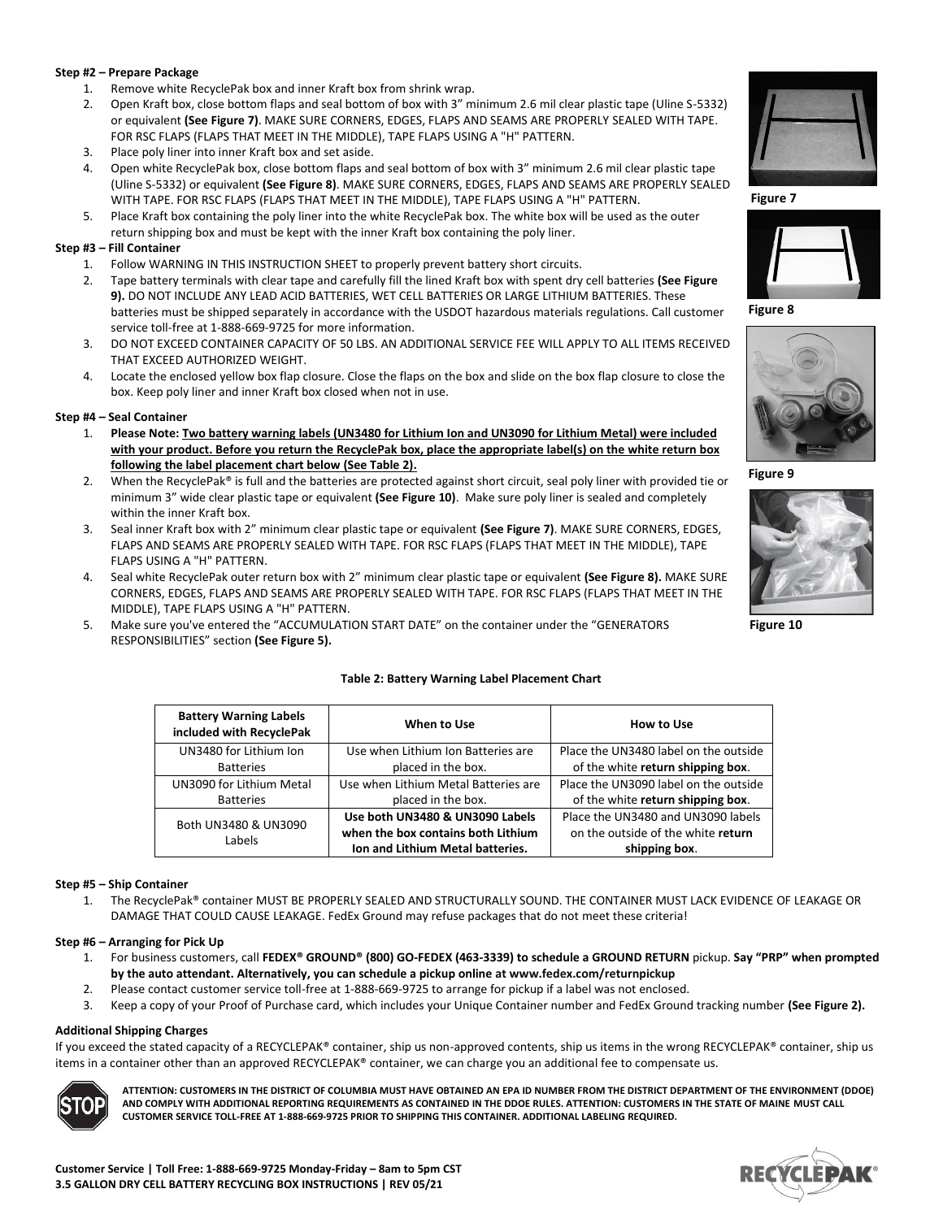**Step #2 – Prepare Package**

1. Remove white RecyclePak box and inner Kraft box from shrink wrap.
2. Open Kraft box, close bottom flaps and seal bottom of box with 3" minimum 2.6 mil clear plastic tape (Uline S-5332) or equivalent **(See Figure 7)**. MAKE SURE CORNERS, EDGES, FLAPS AND SEAMS ARE PROPERLY SEALED WITH TAPE. FOR RSC FLAPS (FLAPS THAT MEET IN THE MIDDLE), TAPE FLAPS USING A "H" PATTERN.
3. Place poly liner into inner Kraft box and set aside.
4. Open white RecyclePak box, close bottom flaps and seal bottom of box with 3" minimum 2.6 mil clear plastic tape (Uline S-5332) or equivalent **(See Figure 8)**. MAKE SURE CORNERS, EDGES, FLAPS AND SEAMS ARE PROPERLY SEALED WITH TAPE. FOR RSC FLAPS (FLAPS THAT MEET IN THE MIDDLE), TAPE FLAPS USING A "H" PATTERN.
5. Place Kraft box containing the poly liner into the white RecyclePak box. The white box will be used as the outer return shipping box and must be kept with the inner Kraft box containing the poly liner.

**Step #3 – Fill Container**

1. Follow WARNING IN THIS INSTRUCTION SHEET to properly prevent battery short circuits.
2. Tape battery terminals with clear tape and carefully fill the lined Kraft box with spent dry cell batteries **(See Figure 9).** DO NOT INCLUDE ANY LEAD ACID BATTERIES, WET CELL BATTERIES OR LARGE LITHIUM BATTERIES. These batteries must be shipped separately in accordance with the USDOT hazardous materials regulations. Call customer service toll-free at 1-888-669-9725 for more information.
3. DO NOT EXCEED CONTAINER CAPACITY OF 50 LBS. AN ADDITIONAL SERVICE FEE WILL APPLY TO ALL ITEMS RECEIVED THAT EXCEED AUTHORIZED WEIGHT.
4. Locate the enclosed yellow box flap closure. Close the flaps on the box and slide on the box flap closure to close the box. Keep poly liner and inner Kraft box closed when not in use.

**Step #4 – Seal Container**

1. **Please Note: Two battery warning labels (UN3480 for Lithium Ion and UN3090 for Lithium Metal) were included with your product. Before you return the RecyclePak box, place the appropriate label(s) on the white return box following the label placement chart below (See Table 2).**
2. When the RecyclePak® is full and the batteries are protected against short circuit, seal poly liner with provided tie or minimum 3" wide clear plastic tape or equivalent **(See Figure 10)**. Make sure poly liner is sealed and completely within the inner Kraft box.
3. Seal inner Kraft box with 2" minimum clear plastic tape or equivalent **(See Figure 7)**. MAKE SURE CORNERS, EDGES, FLAPS AND SEAMS ARE PROPERLY SEALED WITH TAPE. FOR RSC FLAPS (FLAPS THAT MEET IN THE MIDDLE), TAPE FLAPS USING A "H" PATTERN.
4. Seal white RecyclePak outer return box with 2" minimum clear plastic tape or equivalent **(See Figure 8).** MAKE SURE CORNERS, EDGES, FLAPS AND SEAMS ARE PROPERLY SEALED WITH TAPE. FOR RSC FLAPS (FLAPS THAT MEET IN THE MIDDLE), TAPE FLAPS USING A "H" PATTERN.
5. Make sure you've entered the "ACCUMULATION START DATE" on the container under the "GENERATORS RESPONSIBILITIES" section **(See Figure 5).**

Figure 7

Figure 8

Figure 9

Figure 10

**Table 2: Battery Warning Label Placement Chart**

| Battery Warning Labels included with RecyclePak | When to Use | How to Use |
|---|---|---|
| UN3480 for Lithium Ion Batteries | Use when Lithium Ion Batteries are placed in the box. | Place the UN3480 label on the outside of the white **return shipping box**. |
| UN3090 for Lithium Metal Batteries | Use when Lithium Metal Batteries are placed in the box. | Place the UN3090 label on the outside of the white **return shipping box**. |
| Both UN3480 & UN3090 Labels | **Use both UN3480 & UN3090 Labels when the box contains both Lithium Ion and Lithium Metal batteries.** | Place the UN3480 and UN3090 labels on the outside of the white **return shipping box**. |

**Step #5 – Ship Container**

1. The RecyclePak® container MUST BE PROPERLY SEALED AND STRUCTURALLY SOUND. THE CONTAINER MUST LACK EVIDENCE OF LEAKAGE OR DAMAGE THAT COULD CAUSE LEAKAGE. FedEx Ground may refuse packages that do not meet these criteria!

**Step #6 – Arranging for Pick Up**

1. For business customers, call **FEDEX® GROUND® (800) GO-FEDEX (463-3339) to schedule a GROUND RETURN** pickup. **Say "PRP" when prompted by the auto attendant. Alternatively, you can schedule a pickup online at www.fedex.com/returnpickup**
2. Please contact customer service toll-free at 1-888-669-9725 to arrange for pickup if a label was not enclosed.
3. Keep a copy of your Proof of Purchase card, which includes your Unique Container number and FedEx Ground tracking number **(See Figure 2).**

**Additional Shipping Charges**

If you exceed the stated capacity of a RECYCLEPAK® container, ship us non-approved contents, ship us items in the wrong RECYCLEPAK® container, ship us items in a container other than an approved RECYCLEPAK® container, we can charge you an additional fee to compensate us.

**ATTENTION: CUSTOMERS IN THE DISTRICT OF COLUMBIA MUST HAVE OBTAINED AN EPA ID NUMBER FROM THE DISTRICT DEPARTMENT OF THE ENVIRONMENT (DDOE) AND COMPLY WITH ADDITIONAL REPORTING REQUIREMENTS AS CONTAINED IN THE DDOE RULES. ATTENTION: CUSTOMERS IN THE STATE OF MAINE MUST CALL CUSTOMER SERVICE TOLL-FREE AT 1-888-669-9725 PRIOR TO SHIPPING THIS CONTAINER. ADDITIONAL LABELING REQUIRED.**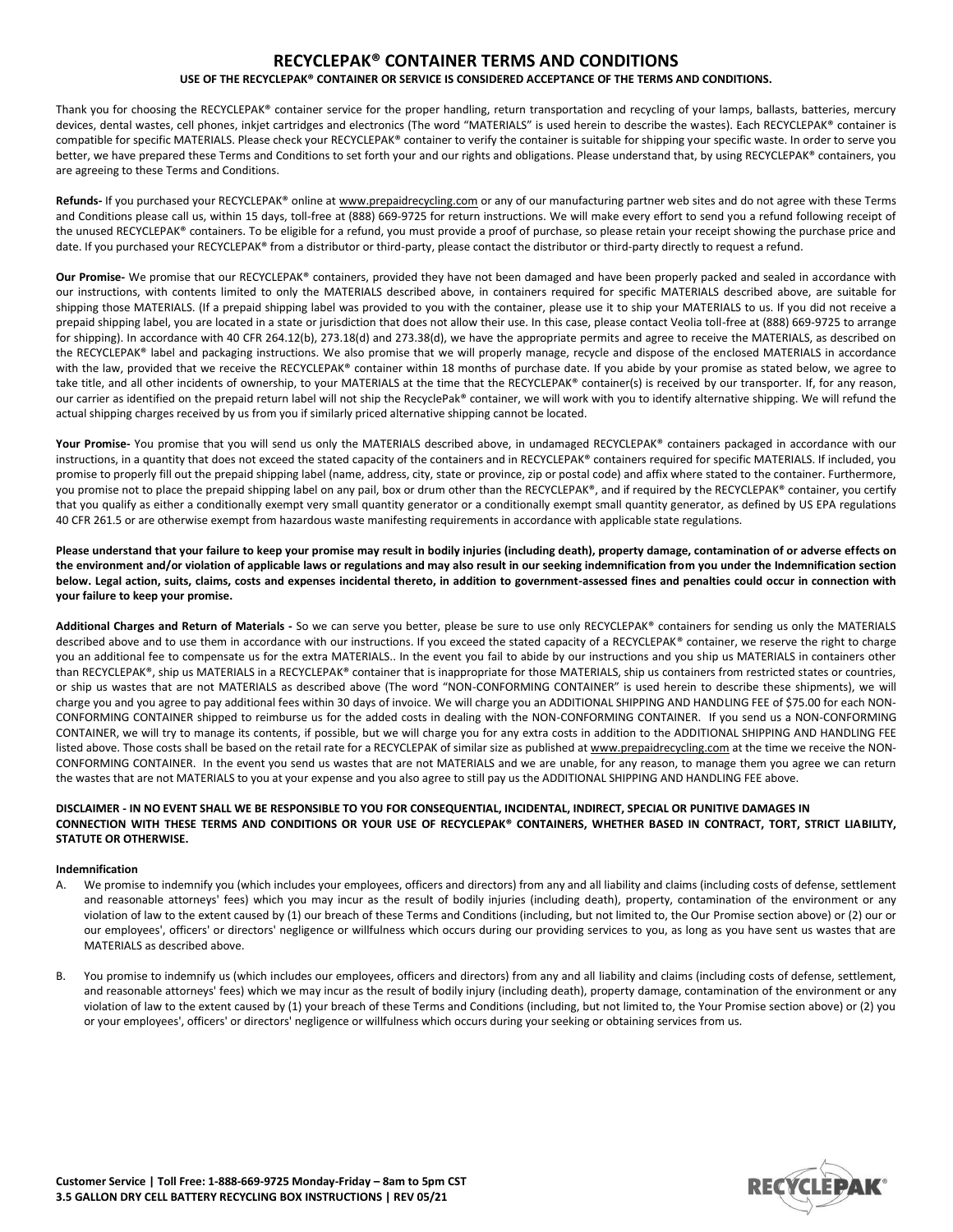# RECYCLEPAK® CONTAINER TERMS AND CONDITIONS

**USE OF THE RECYCLEPAK® CONTAINER OR SERVICE IS CONSIDERED ACCEPTANCE OF THE TERMS AND CONDITIONS.**

Thank you for choosing the RECYCLEPAK® container service for the proper handling, return transportation and recycling of your lamps, ballasts, batteries, mercury devices, dental wastes, cell phones, inkjet cartridges and electronics (The word "MATERIALS" is used herein to describe the wastes). Each RECYCLEPAK® container is compatible for specific MATERIALS. Please check your RECYCLEPAK® container to verify the container is suitable for shipping your specific waste. In order to serve you better, we have prepared these Terms and Conditions to set forth your and our rights and obligations. Please understand that, by using RECYCLEPAK® containers, you are agreeing to these Terms and Conditions.

**Refunds-** If you purchased your RECYCLEPAK® online at www.prepaidrecycling.com or any of our manufacturing partner web sites and do not agree with these Terms and Conditions please call us, within 15 days, toll-free at (888) 669-9725 for return instructions. We will make every effort to send you a refund following receipt of the unused RECYCLEPAK® containers. To be eligible for a refund, you must provide a proof of purchase, so please retain your receipt showing the purchase price and date. If you purchased your RECYCLEPAK® from a distributor or third-party, please contact the distributor or third-party directly to request a refund.

**Our Promise-** We promise that our RECYCLEPAK® containers, provided they have not been damaged and have been properly packed and sealed in accordance with our instructions, with contents limited to only the MATERIALS described above, in containers required for specific MATERIALS described above, are suitable for shipping those MATERIALS. (If a prepaid shipping label was provided to you with the container, please use it to ship your MATERIALS to us. If you did not receive a prepaid shipping label, you are located in a state or jurisdiction that does not allow their use. In this case, please contact Veolia toll-free at (888) 669-9725 to arrange for shipping). In accordance with 40 CFR 264.12(b), 273.18(d) and 273.38(d), we have the appropriate permits and agree to receive the MATERIALS, as described on the RECYCLEPAK® label and packaging instructions. We also promise that we will properly manage, recycle and dispose of the enclosed MATERIALS in accordance with the law, provided that we receive the RECYCLEPAK® container within 18 months of purchase date. If you abide by your promise as stated below, we agree to take title, and all other incidents of ownership, to your MATERIALS at the time that the RECYCLEPAK® container(s) is received by our transporter. If, for any reason, our carrier as identified on the prepaid return label will not ship the ReCyclePak® container, we will work with you to identify alternative shipping. We will refund the actual shipping charges received by us from you if similarly priced alternative shipping cannot be located.

**Your Promise-** You promise that you will send us only the MATERIALS described above, in undamaged RECYCLEPAK® containers packaged in accordance with our instructions, in a quantity that does not exceed the stated capacity of the containers and in RECYCLEPAK® containers required for specific MATERIALS. If included, you promise to properly fill out the prepaid shipping label (name, address, city, state or province, zip or postal code) and affix where stated to the container. Furthermore, you promise not to place the prepaid shipping label on any pail, box or drum other than the RECYCLEPAK®, and if required by the RECYCLEPAK® container, you certify that you qualify as either a conditionally exempt very small quantity generator or a conditionally exempt small quantity generator, as defined by US EPA regulations 40 CFR 261.5 or are otherwise exempt from hazardous waste manifesting requirements in accordance with applicable state regulations.

**Please understand that your failure to keep your promise may result in bodily injuries (including death), property damage, contamination of or adverse effects on the environment and/or violation of applicable laws or regulations and may also result in our seeking indemnification from you under the Indemnification section below. Legal action, suits, claims, costs and expenses incidental thereto, in addition to government-assessed fines and penalties could occur in connection with your failure to keep your promise.**

**Additional Charges and Return of Materials -** So we can serve you better, please be sure to use only RECYCLEPAK® containers for sending us only the MATERIALS described above and to use them in accordance with our instructions. If you exceed the stated capacity of a RECYCLEPAK® container, we reserve the right to charge you an additional fee to compensate us for the extra MATERIALS.. In the event you fail to abide by our instructions and you ship us MATERIALS in containers other than RECYCLEPAK®, ship us MATERIALS in a RECYCLEPAK® container that is inappropriate for those MATERIALS, ship us containers from restricted states or countries, or ship us wastes that are not MATERIALS as described above (The word "NON-CONFORMING CONTAINER" is used herein to describe these shipments), we will charge you and you agree to pay additional fees within 30 days of invoice. We will charge you an ADDITIONAL SHIPPING AND HANDLING FEE of $75.00 for each NON-CONFORMING CONTAINER shipped to reimburse us for the added costs in dealing with the NON-CONFORMING CONTAINER. If you send us a NON-CONFORMING CONTAINER, we will try to manage its contents, if possible, but we will charge you for any extra costs in addition to the ADDITIONAL SHIPPING AND HANDLING FEE listed above. Those costs shall be based on the retail rate for a RECYCLEPAK of similar size as published at www.prepaidrecycling.com at the time we receive the NON-CONFORMING CONTAINER. In the event you send us wastes that are not MATERIALS and we are unable, for any reason, to manage them you agree we can return the wastes that are not MATERIALS to you at your expense and you also agree to still pay us the ADDITIONAL SHIPPING AND HANDLING FEE above.

**DISCLAIMER - IN NO EVENT SHALL WE BE RESPONSIBLE TO YOU FOR CONSEQUENTIAL, INCIDENTAL, INDIRECT, SPECIAL OR PUNITIVE DAMAGES IN CONNECTION WITH THESE TERMS AND CONDITIONS OR YOUR USE OF RECYCLEPAK® CONTAINERS, WHETHER BASED IN CONTRACT, TORT, STRICT LIABILITY, STATUTE OR OTHERWISE.**

**Indemnification**

A. We promise to indemnify you (which includes your employees, officers and directors) from any and all liability and claims (including costs of defense, settlement and reasonable attorneys' fees) which you may incur as the result of bodily injuries (including death), property, contamination of the environment or any violation of law to the extent caused by (1) our breach of these Terms and Conditions (including, but not limited to, the Our Promise section above) or (2) our or our employees', officers' or directors' negligence or willfulness which occurs during our providing services to you, as long as you have sent us wastes that are MATERIALS as described above.

B. You promise to indemnify us (which includes our employees, officers and directors) from any and all liability and claims (including costs of defense, settlement, and reasonable attorneys' fees) which we may incur as the result of bodily injury (including death), property damage, contamination of the environment or any violation of law to the extent caused by (1) your breach of these Terms and Conditions (including, but not limited to, the Your Promise section above) or (2) you or your employees', officers' or directors' negligence or willfulness which occurs during your seeking or obtaining services from us.

**Customer Service | Toll Free: 1-888-669-9725 Monday-Friday – 8am to 5pm CST**
**3.5 GALLON DRY CELL BATTERY RECYCLING BOX INSTRUCTIONS | REV 05/21**